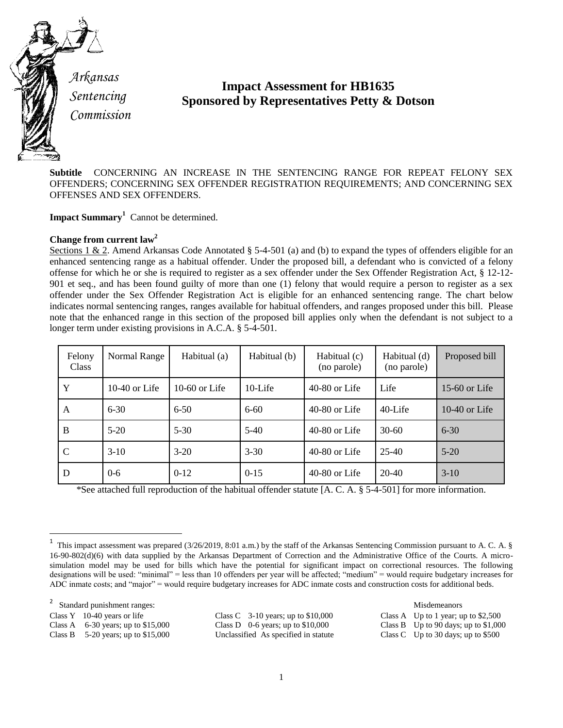Arkansas Sentencing Commission

# Impact Assessment for HB1635
## Sponsored by Representatives Petty & Dotson

**Subtitle** CONCERNING AN INCREASE IN THE SENTENCING RANGE FOR REPEAT FELONY SEX OFFENDERS; CONCERNING SEX OFFENDER REGISTRATION REQUIREMENTS; AND CONCERNING SEX OFFENSES AND SEX OFFENDERS.

**Impact Summary**[1] Cannot be determined.

**Change from current law**[2]

Sections 1 & 2. Amend Arkansas Code Annotated § 5-4-501 (a) and (b) to expand the types of offenders eligible for an enhanced sentencing range as a habitual offender. Under the proposed bill, a defendant who is convicted of a felony offense for which he or she is required to register as a sex offender under the Sex Offender Registration Act, § 12-12-901 et seq., and has been found guilty of more than one (1) felony that would require a person to register as a sex offender under the Sex Offender Registration Act is eligible for an enhanced sentencing range. The chart below indicates normal sentencing ranges, ranges available for habitual offenders, and ranges proposed under this bill. Please note that the enhanced range in this section of the proposed bill applies only when the defendant is not subject to a longer term under existing provisions in A.C.A. § 5-4-501.

| Felony Class | Normal Range | Habitual (a) | Habitual (b) | Habitual (c) (no parole) | Habitual (d) (no parole) | Proposed bill |
|---|---|---|---|---|---|---|
| Y | 10-40 or Life | 10-60 or Life | 10-Life | 40-80 or Life | Life | 15-60 or Life |
| A | 6-30 | 6-50 | 6-60 | 40-80 or Life | 40-Life | 10-40 or Life |
| B | 5-20 | 5-30 | 5-40 | 40-80 or Life | 30-60 | 6-30 |
| C | 3-10 | 3-20 | 3-30 | 40-80 or Life | 25-40 | 5-20 |
| D | 0-6 | 0-12 | 0-15 | 40-80 or Life | 20-40 | 3-10 |

*See attached full reproduction of the habitual offender statute [A. C. A. § 5-4-501] for more information.

---

[1] This impact assessment was prepared (3/26/2019, 8:01 a.m.) by the staff of the Arkansas Sentencing Commission pursuant to A. C. A. § 16-90-802(d)(6) with data supplied by the Arkansas Department of Correction and the Administrative Office of the Courts. A micro-simulation model may be used for bills which have the potential for significant impact on correctional resources. The following designations will be used: "minimal" = less than 10 offenders per year will be affected; "medium" = would require budgetary increases for ADC inmate costs; and "major" = would require budgetary increases for ADC inmate costs and construction costs for additional beds.

[2] Standard punishment ranges:

Class Y 10-40 years or life
Class A 6-30 years; up to $15,000
Class B 5-20 years; up to $15,000
Class C 3-10 years; up to $10,000
Class D 0-6 years; up to $10,000
Unclassified As specified in statute

Misdemeanors
Class A Up to 1 year; up to $2,500
Class B Up to 90 days; up to $1,000
Class C Up to 30 days; up to $500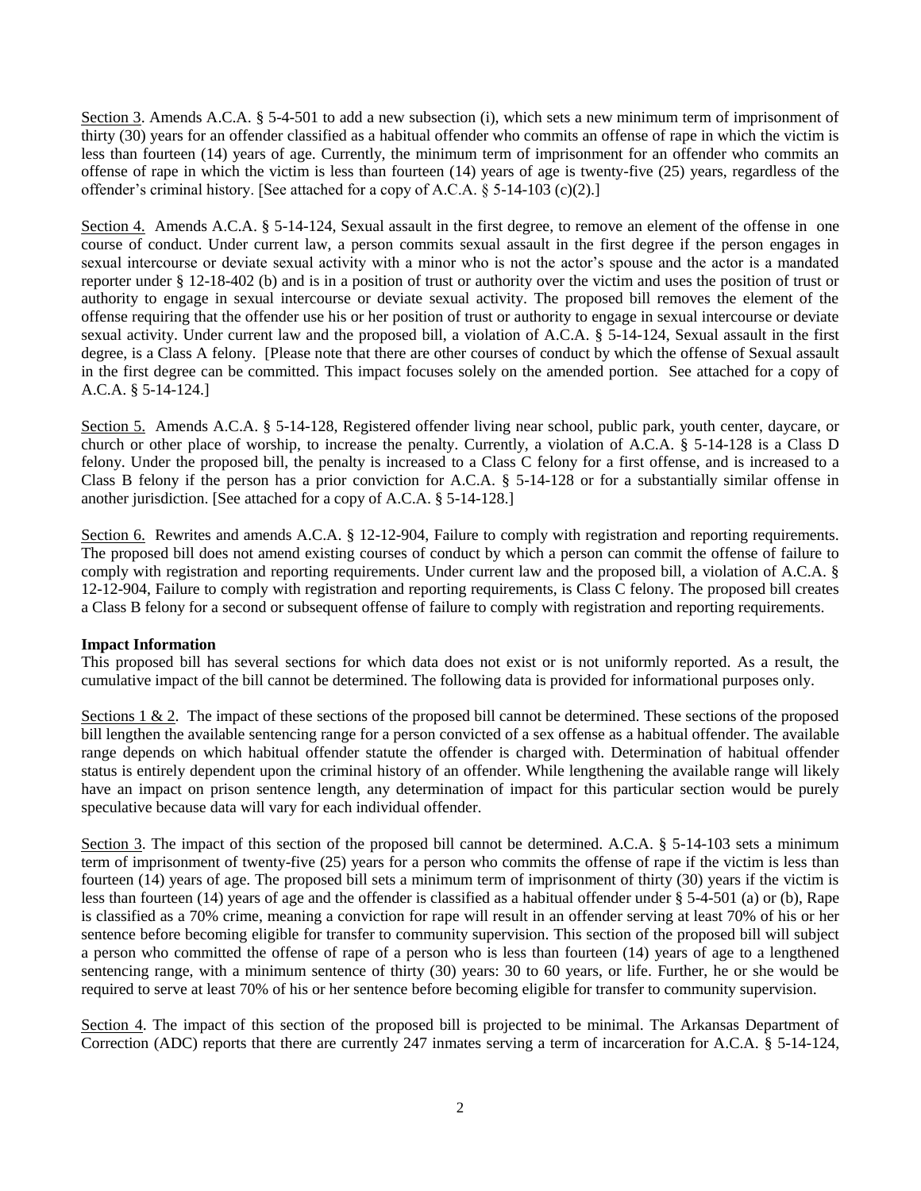Section 3. Amends A.C.A. § 5-4-501 to add a new subsection (i), which sets a new minimum term of imprisonment of thirty (30) years for an offender classified as a habitual offender who commits an offense of rape in which the victim is less than fourteen (14) years of age. Currently, the minimum term of imprisonment for an offender who commits an offense of rape in which the victim is less than fourteen (14) years of age is twenty-five (25) years, regardless of the offender's criminal history. [See attached for a copy of A.C.A. § 5-14-103 (c)(2).]

Section 4. Amends A.C.A. § 5-14-124, Sexual assault in the first degree, to remove an element of the offense in one course of conduct. Under current law, a person commits sexual assault in the first degree if the person engages in sexual intercourse or deviate sexual activity with a minor who is not the actor's spouse and the actor is a mandated reporter under § 12-18-402 (b) and is in a position of trust or authority over the victim and uses the position of trust or authority to engage in sexual intercourse or deviate sexual activity. The proposed bill removes the element of the offense requiring that the offender use his or her position of trust or authority to engage in sexual intercourse or deviate sexual activity. Under current law and the proposed bill, a violation of A.C.A. § 5-14-124, Sexual assault in the first degree, is a Class A felony. [Please note that there are other courses of conduct by which the offense of Sexual assault in the first degree can be committed. This impact focuses solely on the amended portion. See attached for a copy of A.C.A. § 5-14-124.]

Section 5. Amends A.C.A. § 5-14-128, Registered offender living near school, public park, youth center, daycare, or church or other place of worship, to increase the penalty. Currently, a violation of A.C.A. § 5-14-128 is a Class D felony. Under the proposed bill, the penalty is increased to a Class C felony for a first offense, and is increased to a Class B felony if the person has a prior conviction for A.C.A. § 5-14-128 or for a substantially similar offense in another jurisdiction. [See attached for a copy of A.C.A. § 5-14-128.]

Section 6. Rewrites and amends A.C.A. § 12-12-904, Failure to comply with registration and reporting requirements. The proposed bill does not amend existing courses of conduct by which a person can commit the offense of failure to comply with registration and reporting requirements. Under current law and the proposed bill, a violation of A.C.A. § 12-12-904, Failure to comply with registration and reporting requirements, is Class C felony. The proposed bill creates a Class B felony for a second or subsequent offense of failure to comply with registration and reporting requirements.

**Impact Information**

This proposed bill has several sections for which data does not exist or is not uniformly reported. As a result, the cumulative impact of the bill cannot be determined. The following data is provided for informational purposes only.

Sections 1 & 2. The impact of these sections of the proposed bill cannot be determined. These sections of the proposed bill lengthen the available sentencing range for a person convicted of a sex offense as a habitual offender. The available range depends on which habitual offender statute the offender is charged with. Determination of habitual offender status is entirely dependent upon the criminal history of an offender. While lengthening the available range will likely have an impact on prison sentence length, any determination of impact for this particular section would be purely speculative because data will vary for each individual offender.

Section 3. The impact of this section of the proposed bill cannot be determined. A.C.A. § 5-14-103 sets a minimum term of imprisonment of twenty-five (25) years for a person who commits the offense of rape if the victim is less than fourteen (14) years of age. The proposed bill sets a minimum term of imprisonment of thirty (30) years if the victim is less than fourteen (14) years of age and the offender is classified as a habitual offender under § 5-4-501 (a) or (b), Rape is classified as a 70% crime, meaning a conviction for rape will result in an offender serving at least 70% of his or her sentence before becoming eligible for transfer to community supervision. This section of the proposed bill will subject a person who committed the offense of rape of a person who is less than fourteen (14) years of age to a lengthened sentencing range, with a minimum sentence of thirty (30) years: 30 to 60 years, or life. Further, he or she would be required to serve at least 70% of his or her sentence before becoming eligible for transfer to community supervision.

Section 4. The impact of this section of the proposed bill is projected to be minimal. The Arkansas Department of Correction (ADC) reports that there are currently 247 inmates serving a term of incarceration for A.C.A. § 5-14-124,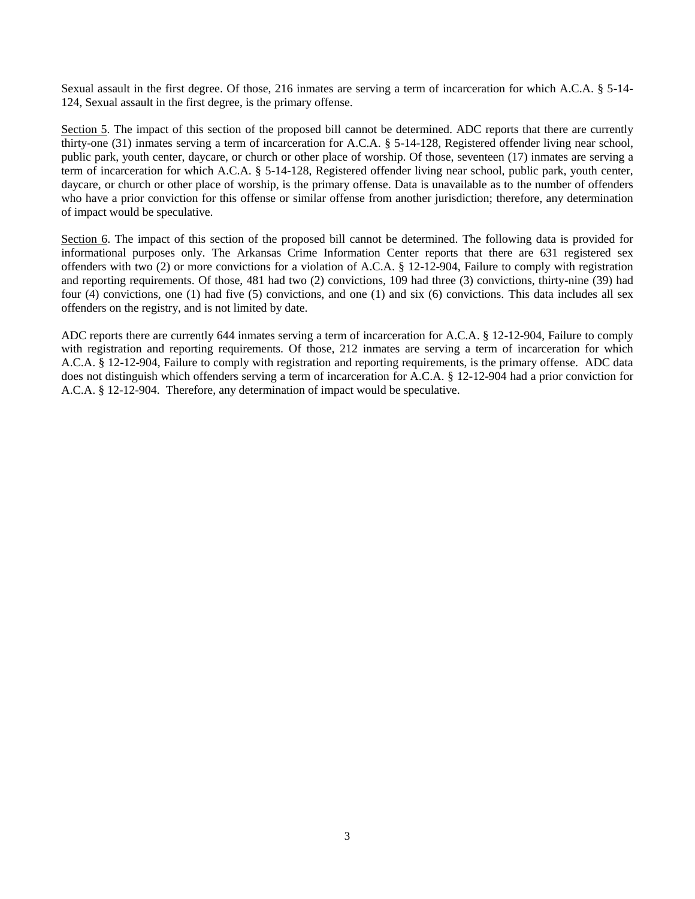Sexual assault in the first degree. Of those, 216 inmates are serving a term of incarceration for which A.C.A. § 5-14-124, Sexual assault in the first degree, is the primary offense.

Section 5. The impact of this section of the proposed bill cannot be determined. ADC reports that there are currently thirty-one (31) inmates serving a term of incarceration for A.C.A. § 5-14-128, Registered offender living near school, public park, youth center, daycare, or church or other place of worship. Of those, seventeen (17) inmates are serving a term of incarceration for which A.C.A. § 5-14-128, Registered offender living near school, public park, youth center, daycare, or church or other place of worship, is the primary offense. Data is unavailable as to the number of offenders who have a prior conviction for this offense or similar offense from another jurisdiction; therefore, any determination of impact would be speculative.

Section 6. The impact of this section of the proposed bill cannot be determined. The following data is provided for informational purposes only. The Arkansas Crime Information Center reports that there are 631 registered sex offenders with two (2) or more convictions for a violation of A.C.A. § 12-12-904, Failure to comply with registration and reporting requirements. Of those, 481 had two (2) convictions, 109 had three (3) convictions, thirty-nine (39) had four (4) convictions, one (1) had five (5) convictions, and one (1) and six (6) convictions. This data includes all sex offenders on the registry, and is not limited by date.

ADC reports there are currently 644 inmates serving a term of incarceration for A.C.A. § 12-12-904, Failure to comply with registration and reporting requirements. Of those, 212 inmates are serving a term of incarceration for which A.C.A. § 12-12-904, Failure to comply with registration and reporting requirements, is the primary offense. ADC data does not distinguish which offenders serving a term of incarceration for A.C.A. § 12-12-904 had a prior conviction for A.C.A. § 12-12-904. Therefore, any determination of impact would be speculative.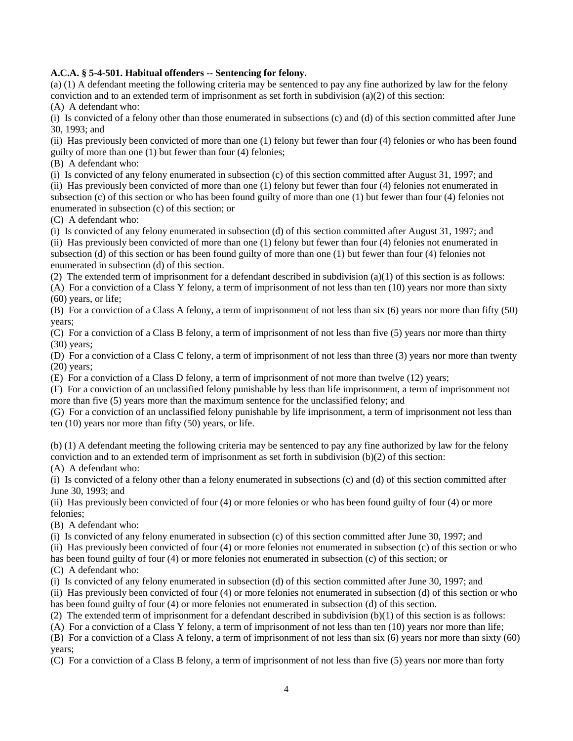**A.C.A. § 5-4-501. Habitual offenders -- Sentencing for felony.**

(a) (1) A defendant meeting the following criteria may be sentenced to pay any fine authorized by law for the felony conviction and to an extended term of imprisonment as set forth in subdivision (a)(2) of this section:

(A) A defendant who:

(i) Is convicted of a felony other than those enumerated in subsections (c) and (d) of this section committed after June 30, 1993; and

(ii) Has previously been convicted of more than one (1) felony but fewer than four (4) felonies or who has been found guilty of more than one (1) but fewer than four (4) felonies;

(B) A defendant who:

(i) Is convicted of any felony enumerated in subsection (c) of this section committed after August 31, 1997; and

(ii) Has previously been convicted of more than one (1) felony but fewer than four (4) felonies not enumerated in subsection (c) of this section or who has been found guilty of more than one (1) but fewer than four (4) felonies not enumerated in subsection (c) of this section; or

(C) A defendant who:

(i) Is convicted of any felony enumerated in subsection (d) of this section committed after August 31, 1997; and

(ii) Has previously been convicted of more than one (1) felony but fewer than four (4) felonies not enumerated in subsection (d) of this section or has been found guilty of more than one (1) but fewer than four (4) felonies not enumerated in subsection (d) of this section.

(2) The extended term of imprisonment for a defendant described in subdivision (a)(1) of this section is as follows:

(A) For a conviction of a Class Y felony, a term of imprisonment of not less than ten (10) years nor more than sixty (60) years, or life;

(B) For a conviction of a Class A felony, a term of imprisonment of not less than six (6) years nor more than fifty (50) years;

(C) For a conviction of a Class B felony, a term of imprisonment of not less than five (5) years nor more than thirty (30) years;

(D) For a conviction of a Class C felony, a term of imprisonment of not less than three (3) years nor more than twenty (20) years;

(E) For a conviction of a Class D felony, a term of imprisonment of not more than twelve (12) years;

(F) For a conviction of an unclassified felony punishable by less than life imprisonment, a term of imprisonment not more than five (5) years more than the maximum sentence for the unclassified felony; and

(G) For a conviction of an unclassified felony punishable by life imprisonment, a term of imprisonment not less than ten (10) years nor more than fifty (50) years, or life.

(b) (1) A defendant meeting the following criteria may be sentenced to pay any fine authorized by law for the felony conviction and to an extended term of imprisonment as set forth in subdivision (b)(2) of this section:

(A) A defendant who:

(i) Is convicted of a felony other than a felony enumerated in subsections (c) and (d) of this section committed after June 30, 1993; and

(ii) Has previously been convicted of four (4) or more felonies or who has been found guilty of four (4) or more felonies;

(B) A defendant who:

(i) Is convicted of any felony enumerated in subsection (c) of this section committed after June 30, 1997; and

(ii) Has previously been convicted of four (4) or more felonies not enumerated in subsection (c) of this section or who has been found guilty of four (4) or more felonies not enumerated in subsection (c) of this section; or

(C) A defendant who:

(i) Is convicted of any felony enumerated in subsection (d) of this section committed after June 30, 1997; and

(ii) Has previously been convicted of four (4) or more felonies not enumerated in subsection (d) of this section or who has been found guilty of four (4) or more felonies not enumerated in subsection (d) of this section.

(2) The extended term of imprisonment for a defendant described in subdivision (b)(1) of this section is as follows:

(A) For a conviction of a Class Y felony, a term of imprisonment of not less than ten (10) years nor more than life;

(B) For a conviction of a Class A felony, a term of imprisonment of not less than six (6) years nor more than sixty (60) years;

(C) For a conviction of a Class B felony, a term of imprisonment of not less than five (5) years nor more than forty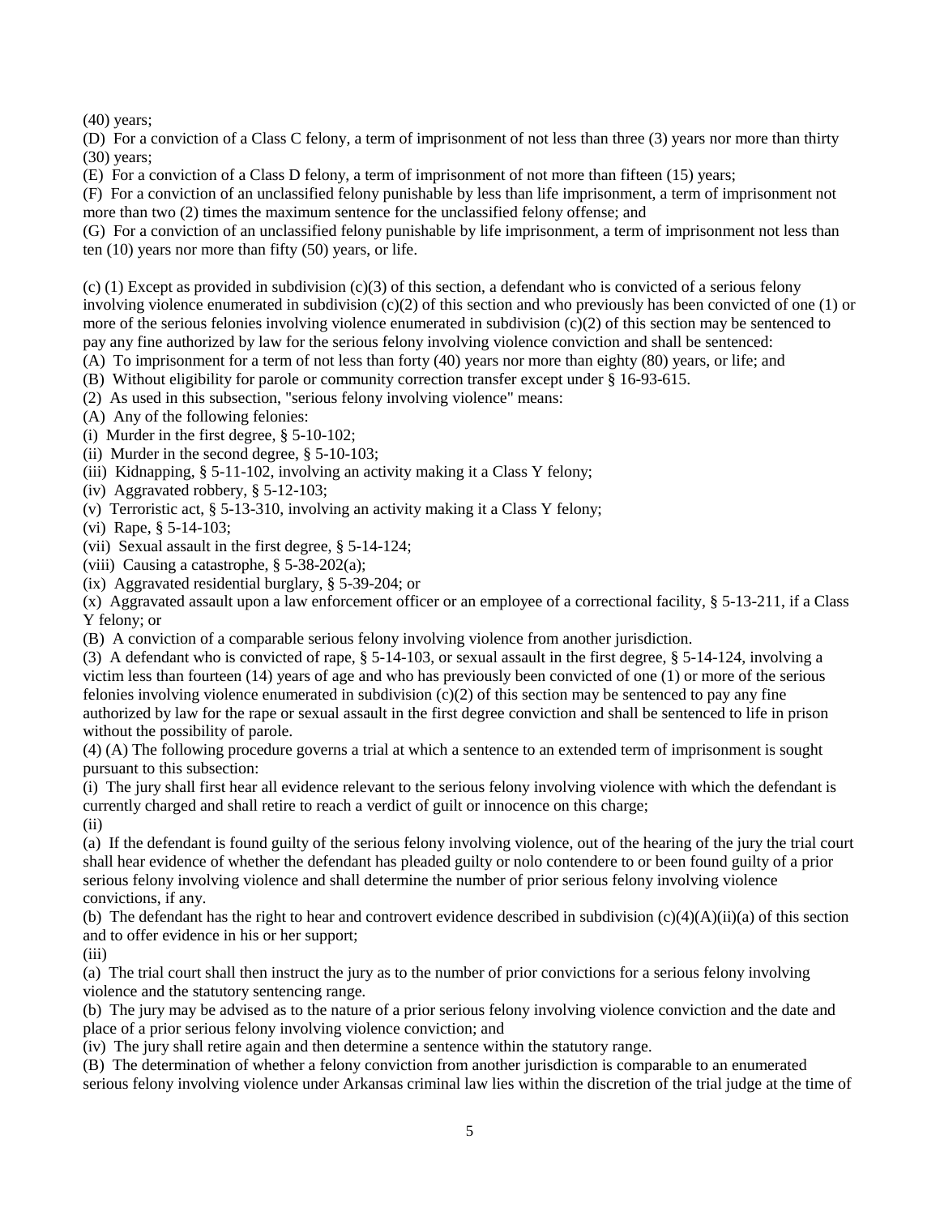(40) years;

(D) For a conviction of a Class C felony, a term of imprisonment of not less than three (3) years nor more than thirty (30) years;

(E) For a conviction of a Class D felony, a term of imprisonment of not more than fifteen (15) years;

(F) For a conviction of an unclassified felony punishable by less than life imprisonment, a term of imprisonment not more than two (2) times the maximum sentence for the unclassified felony offense; and

(G) For a conviction of an unclassified felony punishable by life imprisonment, a term of imprisonment not less than ten (10) years nor more than fifty (50) years, or life.

(c) (1) Except as provided in subdivision (c)(3) of this section, a defendant who is convicted of a serious felony involving violence enumerated in subdivision (c)(2) of this section and who previously has been convicted of one (1) or more of the serious felonies involving violence enumerated in subdivision (c)(2) of this section may be sentenced to pay any fine authorized by law for the serious felony involving violence conviction and shall be sentenced:

(A) To imprisonment for a term of not less than forty (40) years nor more than eighty (80) years, or life; and

(B) Without eligibility for parole or community correction transfer except under § 16-93-615.

(2) As used in this subsection, "serious felony involving violence" means:

(A) Any of the following felonies:

(i) Murder in the first degree, § 5-10-102;

(ii) Murder in the second degree, § 5-10-103;

(iii) Kidnapping, § 5-11-102, involving an activity making it a Class Y felony;

(iv) Aggravated robbery, § 5-12-103;

(v) Terroristic act, § 5-13-310, involving an activity making it a Class Y felony;

(vi) Rape, § 5-14-103;

(vii) Sexual assault in the first degree, § 5-14-124;

(viii) Causing a catastrophe, § 5-38-202(a);

(ix) Aggravated residential burglary, § 5-39-204; or

(x) Aggravated assault upon a law enforcement officer or an employee of a correctional facility, § 5-13-211, if a Class Y felony; or

(B) A conviction of a comparable serious felony involving violence from another jurisdiction.

(3) A defendant who is convicted of rape, § 5-14-103, or sexual assault in the first degree, § 5-14-124, involving a victim less than fourteen (14) years of age and who has previously been convicted of one (1) or more of the serious felonies involving violence enumerated in subdivision (c)(2) of this section may be sentenced to pay any fine authorized by law for the rape or sexual assault in the first degree conviction and shall be sentenced to life in prison without the possibility of parole.

(4) (A) The following procedure governs a trial at which a sentence to an extended term of imprisonment is sought pursuant to this subsection:

(i) The jury shall first hear all evidence relevant to the serious felony involving violence with which the defendant is currently charged and shall retire to reach a verdict of guilt or innocence on this charge;

(ii)

(a) If the defendant is found guilty of the serious felony involving violence, out of the hearing of the jury the trial court shall hear evidence of whether the defendant has pleaded guilty or nolo contendere to or been found guilty of a prior serious felony involving violence and shall determine the number of prior serious felony involving violence convictions, if any.

(b) The defendant has the right to hear and controvert evidence described in subdivision (c)(4)(A)(ii)(a) of this section and to offer evidence in his or her support;

(iii)

(a) The trial court shall then instruct the jury as to the number of prior convictions for a serious felony involving violence and the statutory sentencing range.

(b) The jury may be advised as to the nature of a prior serious felony involving violence conviction and the date and place of a prior serious felony involving violence conviction; and

(iv) The jury shall retire again and then determine a sentence within the statutory range.

(B) The determination of whether a felony conviction from another jurisdiction is comparable to an enumerated serious felony involving violence under Arkansas criminal law lies within the discretion of the trial judge at the time of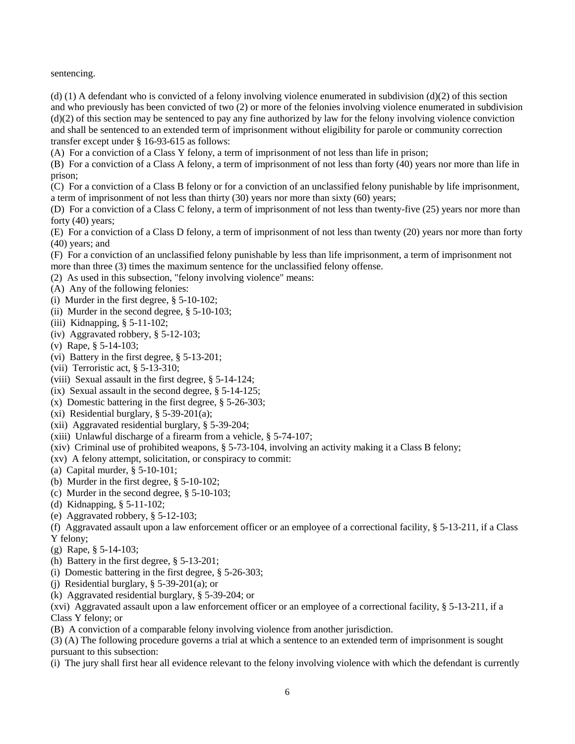sentencing.

(d) (1) A defendant who is convicted of a felony involving violence enumerated in subdivision (d)(2) of this section and who previously has been convicted of two (2) or more of the felonies involving violence enumerated in subdivision (d)(2) of this section may be sentenced to pay any fine authorized by law for the felony involving violence conviction and shall be sentenced to an extended term of imprisonment without eligibility for parole or community correction transfer except under § 16-93-615 as follows:

(A) For a conviction of a Class Y felony, a term of imprisonment of not less than life in prison;

(B) For a conviction of a Class A felony, a term of imprisonment of not less than forty (40) years nor more than life in prison;

(C) For a conviction of a Class B felony or for a conviction of an unclassified felony punishable by life imprisonment, a term of imprisonment of not less than thirty (30) years nor more than sixty (60) years;

(D) For a conviction of a Class C felony, a term of imprisonment of not less than twenty-five (25) years nor more than forty (40) years;

(E) For a conviction of a Class D felony, a term of imprisonment of not less than twenty (20) years nor more than forty (40) years; and

(F) For a conviction of an unclassified felony punishable by less than life imprisonment, a term of imprisonment not more than three (3) times the maximum sentence for the unclassified felony offense.

(2) As used in this subsection, "felony involving violence" means:

(A) Any of the following felonies:

(i) Murder in the first degree, § 5-10-102;

(ii) Murder in the second degree, § 5-10-103;

(iii) Kidnapping, § 5-11-102;

(iv) Aggravated robbery, § 5-12-103;

(v) Rape, § 5-14-103;

(vi) Battery in the first degree, § 5-13-201;

(vii) Terroristic act, § 5-13-310;

(viii) Sexual assault in the first degree, § 5-14-124;

(ix) Sexual assault in the second degree, § 5-14-125;

(x) Domestic battering in the first degree, § 5-26-303;

(xi) Residential burglary, § 5-39-201(a);

(xii) Aggravated residential burglary, § 5-39-204;

(xiii) Unlawful discharge of a firearm from a vehicle, § 5-74-107;

(xiv) Criminal use of prohibited weapons, § 5-73-104, involving an activity making it a Class B felony;

(xv) A felony attempt, solicitation, or conspiracy to commit:

(a) Capital murder, § 5-10-101;

(b) Murder in the first degree, § 5-10-102;

(c) Murder in the second degree, § 5-10-103;

(d) Kidnapping, § 5-11-102;

(e) Aggravated robbery, § 5-12-103;

(f) Aggravated assault upon a law enforcement officer or an employee of a correctional facility, § 5-13-211, if a Class Y felony;

(g) Rape, § 5-14-103;

(h) Battery in the first degree, § 5-13-201;

(i) Domestic battering in the first degree, § 5-26-303;

(j) Residential burglary, § 5-39-201(a); or

(k) Aggravated residential burglary, § 5-39-204; or

(xvi) Aggravated assault upon a law enforcement officer or an employee of a correctional facility, § 5-13-211, if a Class Y felony; or

(B) A conviction of a comparable felony involving violence from another jurisdiction.

(3) (A) The following procedure governs a trial at which a sentence to an extended term of imprisonment is sought pursuant to this subsection:

(i) The jury shall first hear all evidence relevant to the felony involving violence with which the defendant is currently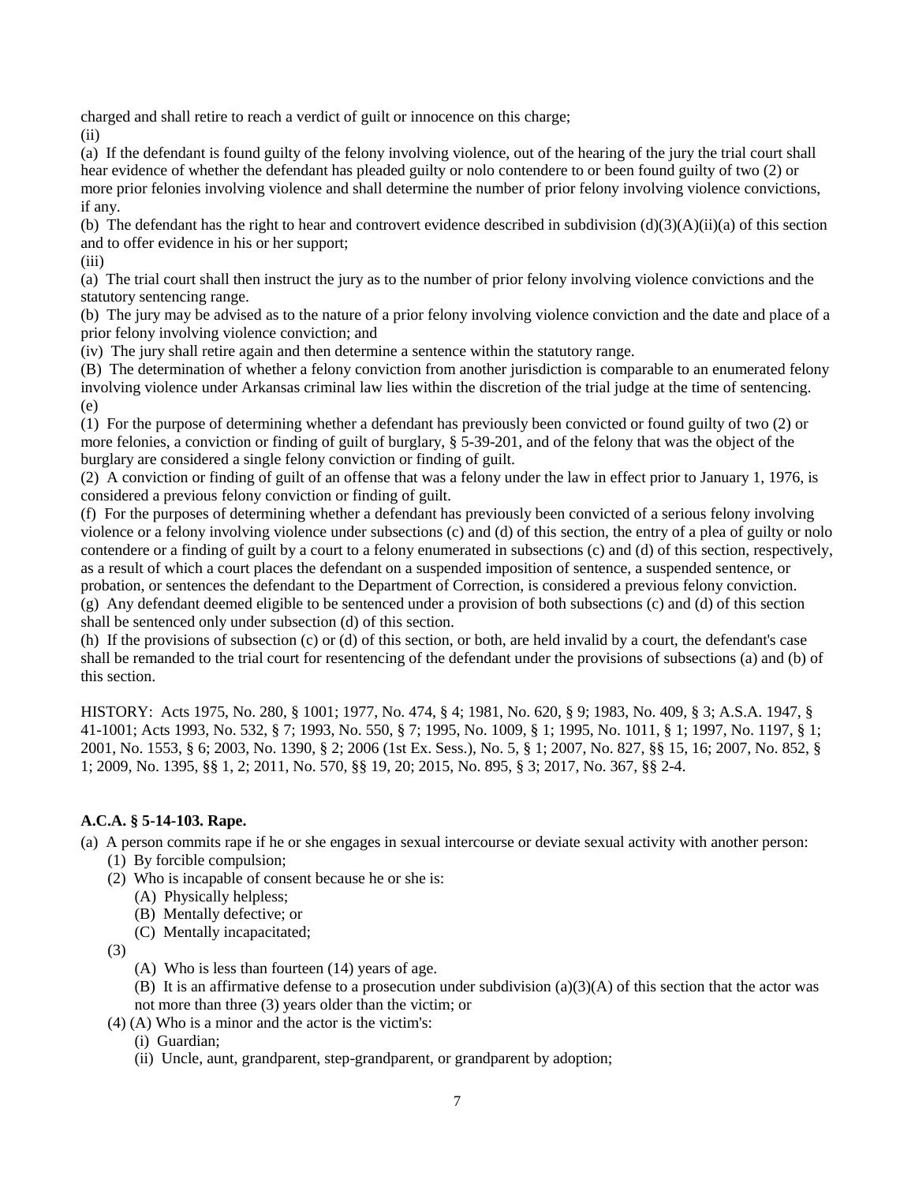charged and shall retire to reach a verdict of guilt or innocence on this charge;

(ii)

(a) If the defendant is found guilty of the felony involving violence, out of the hearing of the jury the trial court shall hear evidence of whether the defendant has pleaded guilty or nolo contendere to or been found guilty of two (2) or more prior felonies involving violence and shall determine the number of prior felony involving violence convictions, if any.

(b) The defendant has the right to hear and controvert evidence described in subdivision (d)(3)(A)(ii)(a) of this section and to offer evidence in his or her support;

(iii)

(a) The trial court shall then instruct the jury as to the number of prior felony involving violence convictions and the statutory sentencing range.

(b) The jury may be advised as to the nature of a prior felony involving violence conviction and the date and place of a prior felony involving violence conviction; and

(iv) The jury shall retire again and then determine a sentence within the statutory range.

(B) The determination of whether a felony conviction from another jurisdiction is comparable to an enumerated felony involving violence under Arkansas criminal law lies within the discretion of the trial judge at the time of sentencing.

(e)

(1) For the purpose of determining whether a defendant has previously been convicted or found guilty of two (2) or more felonies, a conviction or finding of guilt of burglary, § 5-39-201, and of the felony that was the object of the burglary are considered a single felony conviction or finding of guilt.

(2) A conviction or finding of guilt of an offense that was a felony under the law in effect prior to January 1, 1976, is considered a previous felony conviction or finding of guilt.

(f) For the purposes of determining whether a defendant has previously been convicted of a serious felony involving violence or a felony involving violence under subsections (c) and (d) of this section, the entry of a plea of guilty or nolo contendere or a finding of guilt by a court to a felony enumerated in subsections (c) and (d) of this section, respectively, as a result of which a court places the defendant on a suspended imposition of sentence, a suspended sentence, or probation, or sentences the defendant to the Department of Correction, is considered a previous felony conviction.

(g) Any defendant deemed eligible to be sentenced under a provision of both subsections (c) and (d) of this section shall be sentenced only under subsection (d) of this section.

(h) If the provisions of subsection (c) or (d) of this section, or both, are held invalid by a court, the defendant's case shall be remanded to the trial court for resentencing of the defendant under the provisions of subsections (a) and (b) of this section.

HISTORY: Acts 1975, No. 280, § 1001; 1977, No. 474, § 4; 1981, No. 620, § 9; 1983, No. 409, § 3; A.S.A. 1947, § 41-1001; Acts 1993, No. 532, § 7; 1993, No. 550, § 7; 1995, No. 1009, § 1; 1995, No. 1011, § 1; 1997, No. 1197, § 1; 2001, No. 1553, § 6; 2003, No. 1390, § 2; 2006 (1st Ex. Sess.), No. 5, § 1; 2007, No. 827, §§ 15, 16; 2007, No. 852, § 1; 2009, No. 1395, §§ 1, 2; 2011, No. 570, §§ 19, 20; 2015, No. 895, § 3; 2017, No. 367, §§ 2-4.

**A.C.A. § 5-14-103. Rape.**

(a) A person commits rape if he or she engages in sexual intercourse or deviate sexual activity with another person:

(1) By forcible compulsion;

(2) Who is incapable of consent because he or she is:

(A) Physically helpless;

(B) Mentally defective; or

(C) Mentally incapacitated;

(3)

(A) Who is less than fourteen (14) years of age.

(B) It is an affirmative defense to a prosecution under subdivision (a)(3)(A) of this section that the actor was not more than three (3) years older than the victim; or

(4) (A) Who is a minor and the actor is the victim's:

(i) Guardian;

(ii) Uncle, aunt, grandparent, step-grandparent, or grandparent by adoption;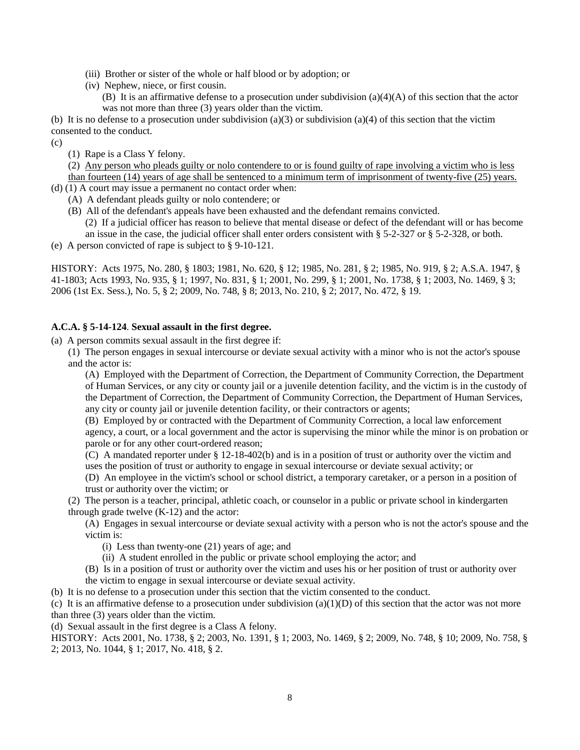(iii) Brother or sister of the whole or half blood or by adoption; or

(iv) Nephew, niece, or first cousin.

(B) It is an affirmative defense to a prosecution under subdivision (a)(4)(A) of this section that the actor was not more than three (3) years older than the victim.

(b) It is no defense to a prosecution under subdivision (a)(3) or subdivision (a)(4) of this section that the victim consented to the conduct.

(c)

(1) Rape is a Class Y felony.

(2) <u>Any person who pleads guilty or nolo contendere to or is found guilty of rape involving a victim who is less than fourteen (14) years of age shall be sentenced to a minimum term of imprisonment of twenty-five (25) years.</u>

(d) (1) A court may issue a permanent no contact order when:

(A) A defendant pleads guilty or nolo contendere; or

(B) All of the defendant's appeals have been exhausted and the defendant remains convicted.

(2) If a judicial officer has reason to believe that mental disease or defect of the defendant will or has become an issue in the case, the judicial officer shall enter orders consistent with § 5-2-327 or § 5-2-328, or both.

(e) A person convicted of rape is subject to § 9-10-121.

HISTORY: Acts 1975, No. 280, § 1803; 1981, No. 620, § 12; 1985, No. 281, § 2; 1985, No. 919, § 2; A.S.A. 1947, § 41-1803; Acts 1993, No. 935, § 1; 1997, No. 831, § 1; 2001, No. 299, § 1; 2001, No. 1738, § 1; 2003, No. 1469, § 3; 2006 (1st Ex. Sess.), No. 5, § 2; 2009, No. 748, § 8; 2013, No. 210, § 2; 2017, No. 472, § 19.

**A.C.A. § 5-14-124**. **Sexual assault in the first degree.**

(a) A person commits sexual assault in the first degree if:

(1) The person engages in sexual intercourse or deviate sexual activity with a minor who is not the actor's spouse and the actor is:

(A) Employed with the Department of Correction, the Department of Community Correction, the Department of Human Services, or any city or county jail or a juvenile detention facility, and the victim is in the custody of the Department of Correction, the Department of Community Correction, the Department of Human Services, any city or county jail or juvenile detention facility, or their contractors or agents;

(B) Employed by or contracted with the Department of Community Correction, a local law enforcement agency, a court, or a local government and the actor is supervising the minor while the minor is on probation or parole or for any other court-ordered reason;

(C) A mandated reporter under § 12-18-402(b) and is in a position of trust or authority over the victim and uses the position of trust or authority to engage in sexual intercourse or deviate sexual activity; or

(D) An employee in the victim's school or school district, a temporary caretaker, or a person in a position of trust or authority over the victim; or

(2) The person is a teacher, principal, athletic coach, or counselor in a public or private school in kindergarten through grade twelve (K-12) and the actor:

(A) Engages in sexual intercourse or deviate sexual activity with a person who is not the actor's spouse and the victim is:

(i) Less than twenty-one (21) years of age; and

(ii) A student enrolled in the public or private school employing the actor; and

(B) Is in a position of trust or authority over the victim and uses his or her position of trust or authority over the victim to engage in sexual intercourse or deviate sexual activity.

(b) It is no defense to a prosecution under this section that the victim consented to the conduct.

(c) It is an affirmative defense to a prosecution under subdivision (a)(1)(D) of this section that the actor was not more than three (3) years older than the victim.

(d) Sexual assault in the first degree is a Class A felony.

HISTORY: Acts 2001, No. 1738, § 2; 2003, No. 1391, § 1; 2003, No. 1469, § 2; 2009, No. 748, § 10; 2009, No. 758, § 2; 2013, No. 1044, § 1; 2017, No. 418, § 2.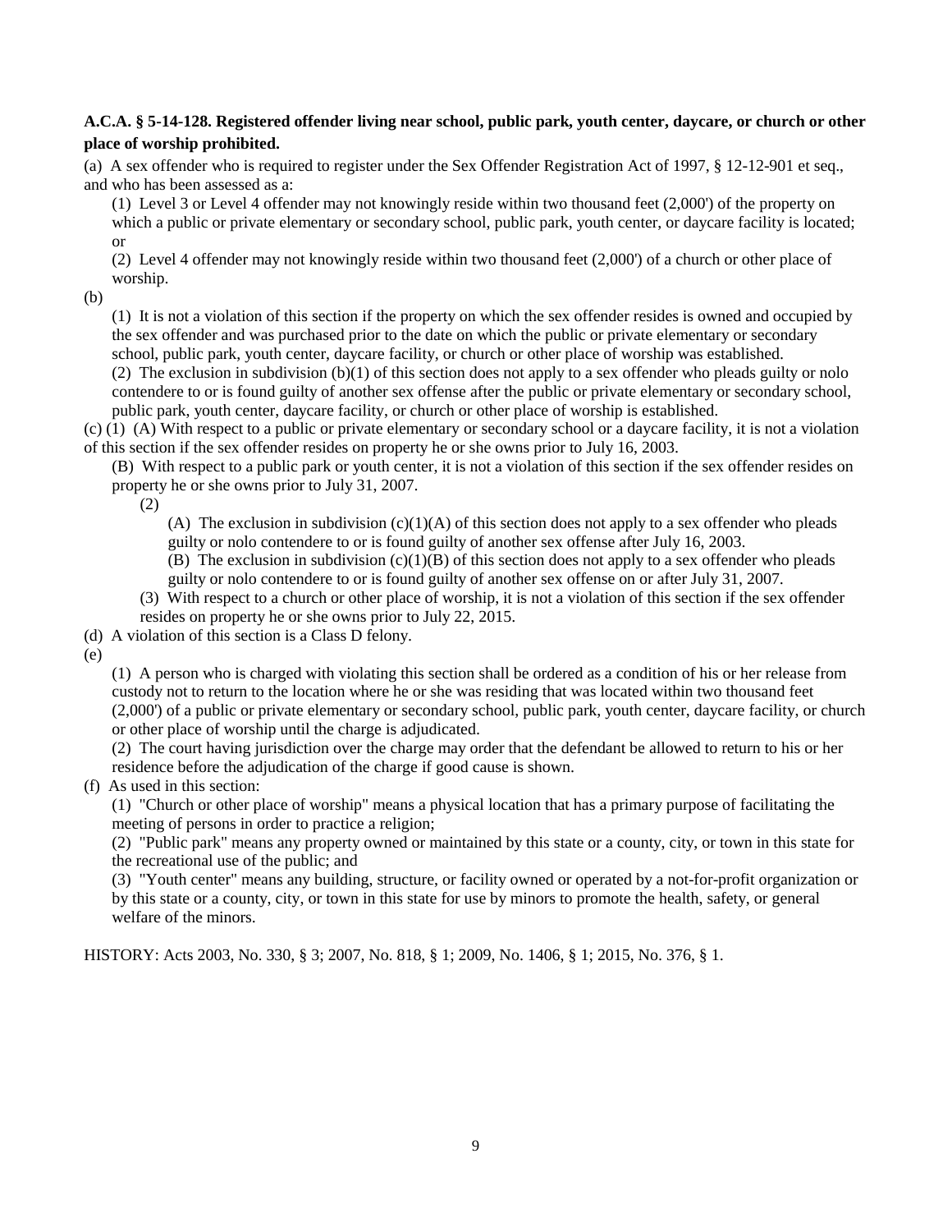**A.C.A. § 5-14-128. Registered offender living near school, public park, youth center, daycare, or church or other place of worship prohibited.**

(a) A sex offender who is required to register under the Sex Offender Registration Act of 1997, § 12-12-901 et seq., and who has been assessed as a:

(1) Level 3 or Level 4 offender may not knowingly reside within two thousand feet (2,000') of the property on which a public or private elementary or secondary school, public park, youth center, or daycare facility is located; or

(2) Level 4 offender may not knowingly reside within two thousand feet (2,000') of a church or other place of worship.

(b)

(1) It is not a violation of this section if the property on which the sex offender resides is owned and occupied by the sex offender and was purchased prior to the date on which the public or private elementary or secondary school, public park, youth center, daycare facility, or church or other place of worship was established.

(2) The exclusion in subdivision (b)(1) of this section does not apply to a sex offender who pleads guilty or nolo contendere to or is found guilty of another sex offense after the public or private elementary or secondary school, public park, youth center, daycare facility, or church or other place of worship is established.

(c) (1) (A) With respect to a public or private elementary or secondary school or a daycare facility, it is not a violation of this section if the sex offender resides on property he or she owns prior to July 16, 2003.

(B) With respect to a public park or youth center, it is not a violation of this section if the sex offender resides on property he or she owns prior to July 31, 2007.

(2)

(A) The exclusion in subdivision (c)(1)(A) of this section does not apply to a sex offender who pleads guilty or nolo contendere to or is found guilty of another sex offense after July 16, 2003.

(B) The exclusion in subdivision (c)(1)(B) of this section does not apply to a sex offender who pleads guilty or nolo contendere to or is found guilty of another sex offense on or after July 31, 2007.

(3) With respect to a church or other place of worship, it is not a violation of this section if the sex offender resides on property he or she owns prior to July 22, 2015.

(d) A violation of this section is a Class D felony.

(e)

(1) A person who is charged with violating this section shall be ordered as a condition of his or her release from custody not to return to the location where he or she was residing that was located within two thousand feet (2,000') of a public or private elementary or secondary school, public park, youth center, daycare facility, or church or other place of worship until the charge is adjudicated.

(2) The court having jurisdiction over the charge may order that the defendant be allowed to return to his or her residence before the adjudication of the charge if good cause is shown.

(f) As used in this section:

(1) "Church or other place of worship" means a physical location that has a primary purpose of facilitating the meeting of persons in order to practice a religion;

(2) "Public park" means any property owned or maintained by this state or a county, city, or town in this state for the recreational use of the public; and

(3) "Youth center" means any building, structure, or facility owned or operated by a not-for-profit organization or by this state or a county, city, or town in this state for use by minors to promote the health, safety, or general welfare of the minors.

HISTORY: Acts 2003, No. 330, § 3; 2007, No. 818, § 1; 2009, No. 1406, § 1; 2015, No. 376, § 1.